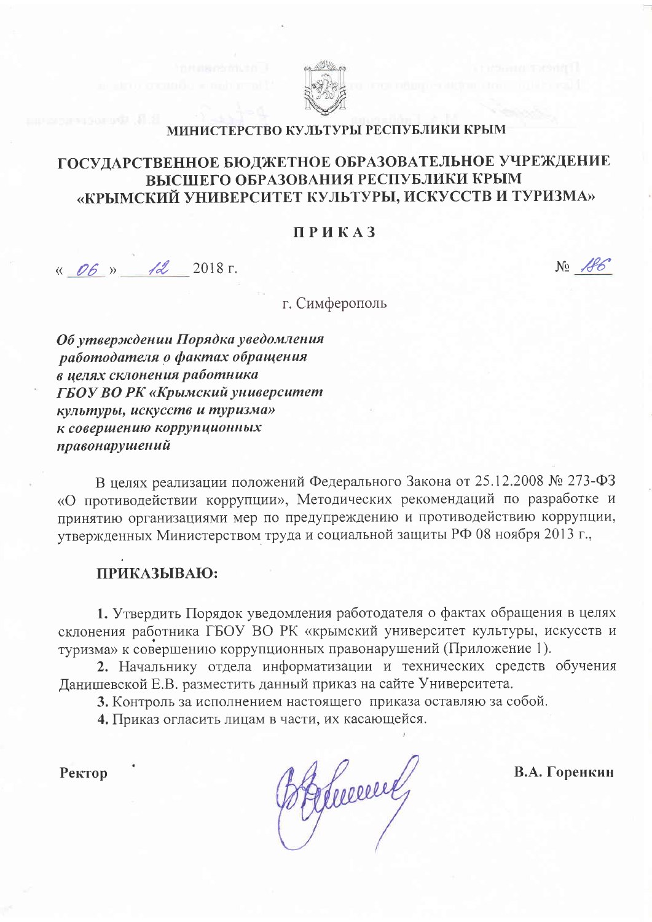МИНИСТЕРСТВО КУЛЬТУРЫ РЕСПУБЛИКИ КРЫМ

# ГОСУДАРСТВЕННОЕ БЮДЖЕТНОЕ ОБРАЗОВАТЕЛЬНОЕ УЧРЕЖДЕНИЕ ВЫСШЕГО ОБРАЗОВАНИЯ РЕСПУБЛИКИ КРЫМ «КРЫМСКИЙ УНИВЕРСИТЕТ КУЛЬТУРЫ, ИСКУССТВ И ТУРИЗМА»

## ПРИКАЗ

« 06 » 12 2018 г. № 186

г. Симферополь

***Об утверждении Порядка уведомления работодателя о фактах обращения в целях склонения работника ГБОУ ВО РК «Крымский университет культуры, искусств и туризма» к совершению коррупционных правонарушений***

В целях реализации положений Федерального Закона от 25.12.2008 № 273-ФЗ «О противодействии коррупции», Методических рекомендаций по разработке и принятию организациями мер по предупреждению и противодействию коррупции, утвержденных Министерством труда и социальной защиты РФ 08 ноября 2013 г.,

**ПРИКАЗЫВАЮ:**

**1.** Утвердить Порядок уведомления работодателя о фактах обращения в целях склонения работника ГБОУ ВО РК «крымский университет культуры, искусств и туризма» к совершению коррупционных правонарушений (Приложение 1).

**2.** Начальнику отдела информатизации и технических средств обучения Данишевской Е.В. разместить данный приказ на сайте Университета.

**3.** Контроль за исполнением настоящего приказа оставляю за собой.

**4.** Приказ огласить лицам в части, их касающейся.

**Ректор** **В.А. Горенкин**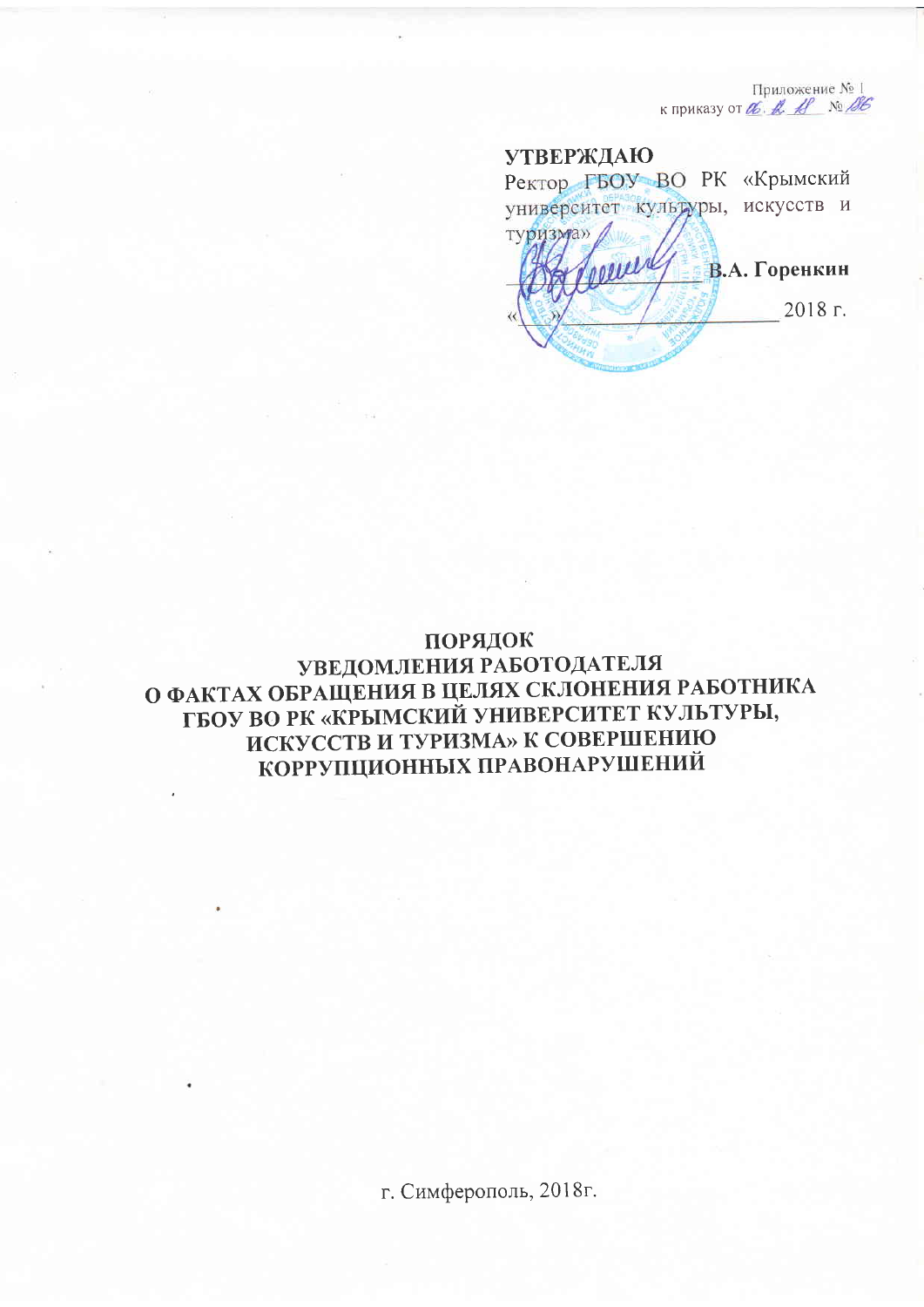Приложение № 1
к приказу от 06.12.18 № 186

**УТВЕРЖДАЮ**
Ректор ГБОУ ВО РК «Крымский университет культуры, искусств и туризма»
_____________ **В.А. Горенкин**
«____» ______________ 2018 г.

# ПОРЯДОК
# УВЕДОМЛЕНИЯ РАБОТОДАТЕЛЯ
# О ФАКТАХ ОБРАЩЕНИЯ В ЦЕЛЯХ СКЛОНЕНИЯ РАБОТНИКА ГБОУ ВО РК «КРЫМСКИЙ УНИВЕРСИТЕТ КУЛЬТУРЫ, ИСКУССТВ И ТУРИЗМА» К СОВЕРШЕНИЮ КОРРУПЦИОННЫХ ПРАВОНАРУШЕНИЙ

г. Симферополь, 2018г.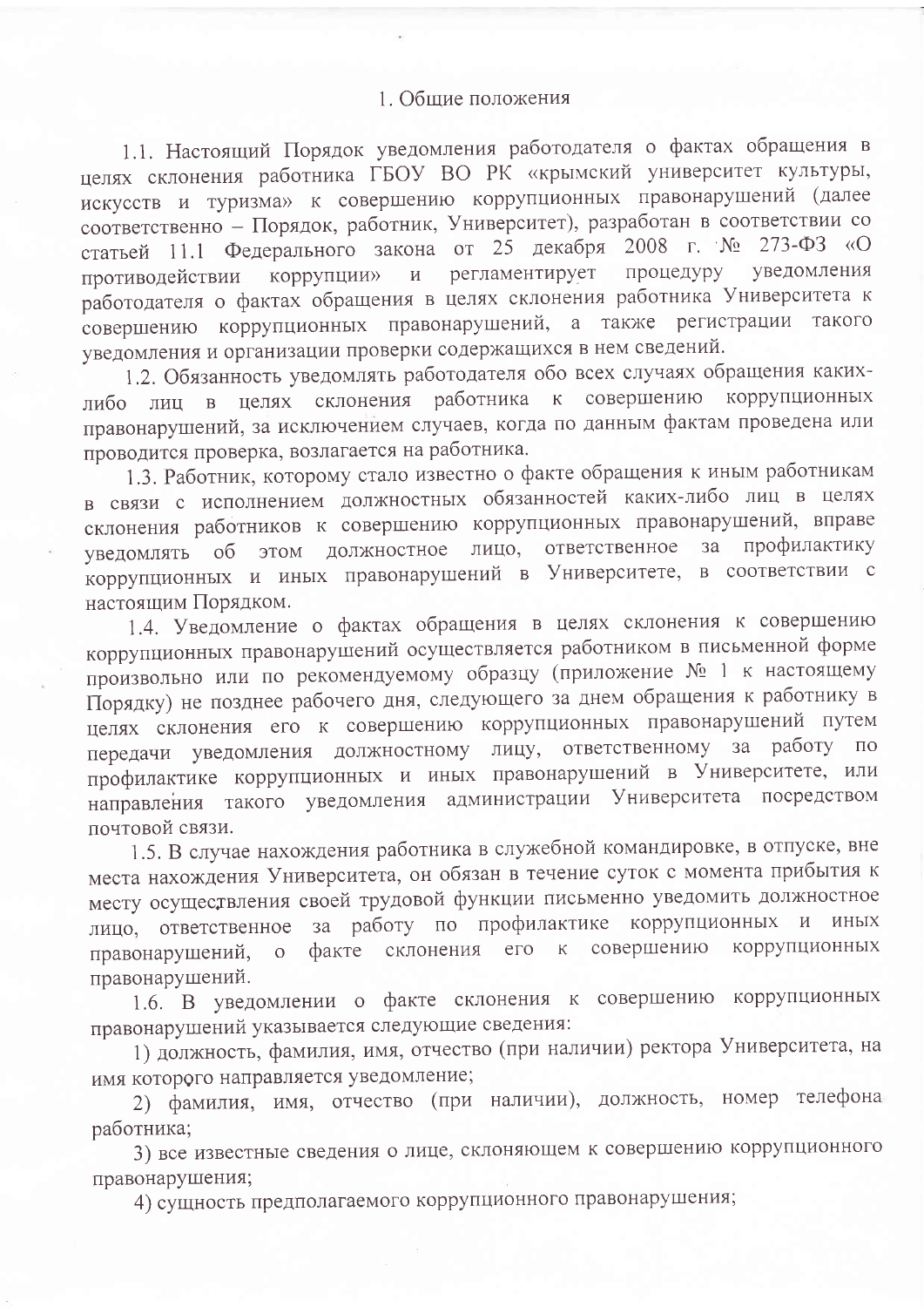## 1. Общие положения

1.1. Настоящий Порядок уведомления работодателя о фактах обращения в целях склонения работника ГБОУ ВО РК «крымский университет культуры, искусств и туризма» к совершению коррупционных правонарушений (далее соответственно – Порядок, работник, Университет), разработан в соответствии со статьей 11.1 Федерального закона от 25 декабря 2008 г. № 273-ФЗ «О противодействии коррупции» и регламентирует процедуру уведомления работодателя о фактах обращения в целях склонения работника Университета к совершению коррупционных правонарушений, а также регистрации такого уведомления и организации проверки содержащихся в нем сведений.

1.2. Обязанность уведомлять работодателя обо всех случаях обращения каких-либо лиц в целях склонения работника к совершению коррупционных правонарушений, за исключением случаев, когда по данным фактам проведена или проводится проверка, возлагается на работника.

1.3. Работник, которому стало известно о факте обращения к иным работникам в связи с исполнением должностных обязанностей каких-либо лиц в целях склонения работников к совершению коррупционных правонарушений, вправе уведомлять об этом должностное лицо, ответственное за профилактику коррупционных и иных правонарушений в Университете, в соответствии с настоящим Порядком.

1.4. Уведомление о фактах обращения в целях склонения к совершению коррупционных правонарушений осуществляется работником в письменной форме произвольно или по рекомендуемому образцу (приложение № 1 к настоящему Порядку) не позднее рабочего дня, следующего за днем обращения к работнику в целях склонения его к совершению коррупционных правонарушений путем передачи уведомления должностному лицу, ответственному за работу по профилактике коррупционных и иных правонарушений в Университете, или направления такого уведомления администрации Университета посредством почтовой связи.

1.5. В случае нахождения работника в служебной командировке, в отпуске, вне места нахождения Университета, он обязан в течение суток с момента прибытия к месту осуществления своей трудовой функции письменно уведомить должностное лицо, ответственное за работу по профилактике коррупционных и иных правонарушений, о факте склонения его к совершению коррупционных правонарушений.

1.6. В уведомлении о факте склонения к совершению коррупционных правонарушений указывается следующие сведения:

1) должность, фамилия, имя, отчество (при наличии) ректора Университета, на имя которого направляется уведомление;

2) фамилия, имя, отчество (при наличии), должность, номер телефона работника;

3) все известные сведения о лице, склоняющем к совершению коррупционного правонарушения;

4) сущность предполагаемого коррупционного правонарушения;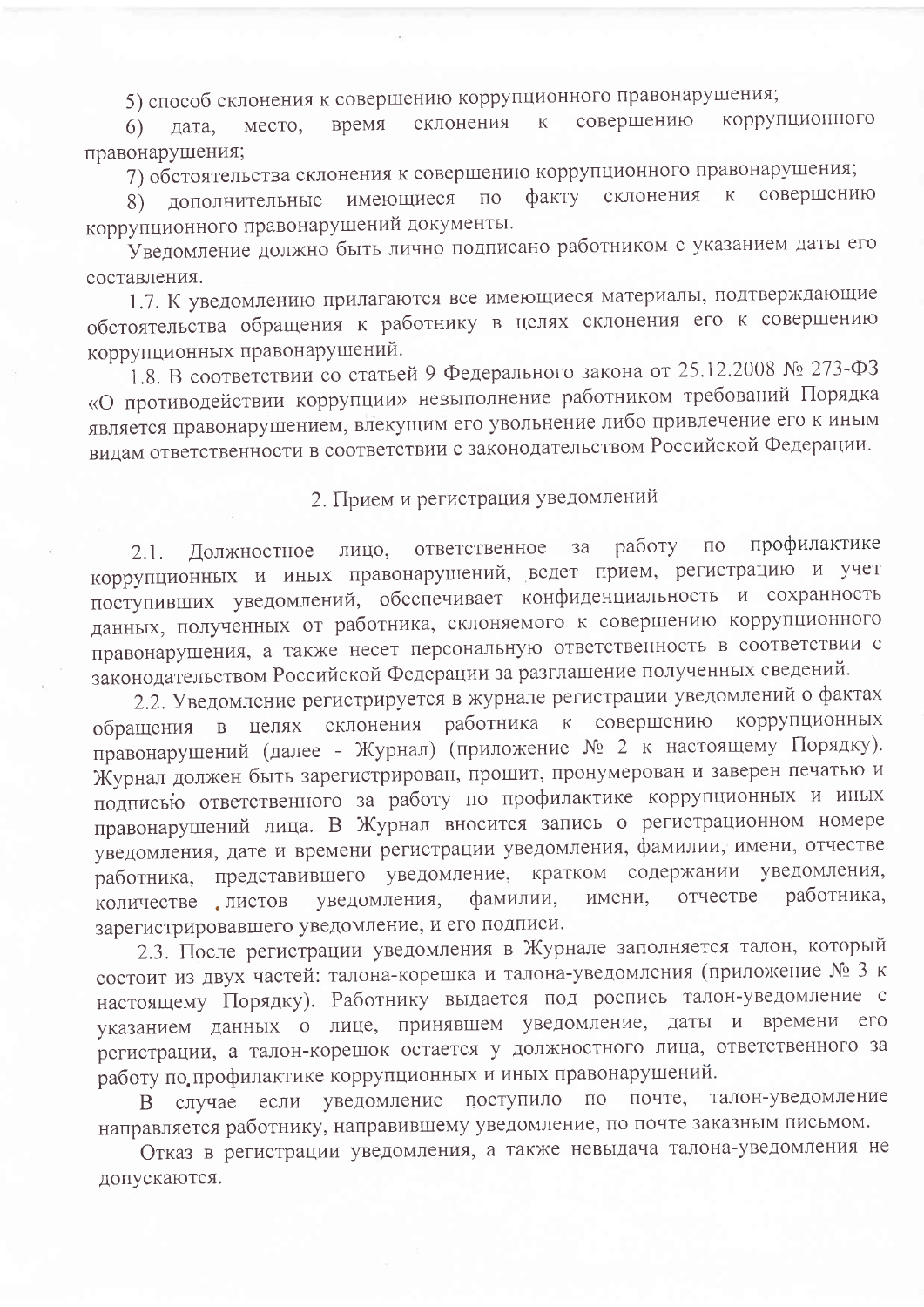5) способ склонения к совершению коррупционного правонарушения;

6) дата, место, время склонения к совершению коррупционного правонарушения;

7) обстоятельства склонения к совершению коррупционного правонарушения;

8) дополнительные имеющиеся по факту склонения к совершению коррупционного правонарушений документы.

Уведомление должно быть лично подписано работником с указанием даты его составления.

1.7. К уведомлению прилагаются все имеющиеся материалы, подтверждающие обстоятельства обращения к работнику в целях склонения его к совершению коррупционных правонарушений.

1.8. В соответствии со статьей 9 Федерального закона от 25.12.2008 № 273-ФЗ «О противодействии коррупции» невыполнение работником требований Порядка является правонарушением, влекущим его увольнение либо привлечение его к иным видам ответственности в соответствии с законодательством Российской Федерации.

## 2. Прием и регистрация уведомлений

2.1. Должностное лицо, ответственное за работу по профилактике коррупционных и иных правонарушений, ведет прием, регистрацию и учет поступивших уведомлений, обеспечивает конфиденциальность и сохранность данных, полученных от работника, склоняемого к совершению коррупционного правонарушения, а также несет персональную ответственность в соответствии с законодательством Российской Федерации за разглашение полученных сведений.

2.2. Уведомление регистрируется в журнале регистрации уведомлений о фактах обращения в целях склонения работника к совершению коррупционных правонарушений (далее - Журнал) (приложение № 2 к настоящему Порядку). Журнал должен быть зарегистрирован, прошит, пронумерован и заверен печатью и подписью ответственного за работу по профилактике коррупционных и иных правонарушений лица. В Журнал вносится запись о регистрационном номере уведомления, дате и времени регистрации уведомления, фамилии, имени, отчестве работника, представившего уведомление, кратком содержании уведомления, количестве листов уведомления, фамилии, имени, отчестве работника, зарегистрировавшего уведомление, и его подписи.

2.3. После регистрации уведомления в Журнале заполняется талон, который состоит из двух частей: талона-корешка и талона-уведомления (приложение № 3 к настоящему Порядку). Работнику выдается под роспись талон-уведомление с указанием данных о лице, принявшем уведомление, даты и времени его регистрации, а талон-корешок остается у должностного лица, ответственного за работу по профилактике коррупционных и иных правонарушений.

В случае если уведомление поступило по почте, талон-уведомление направляется работнику, направившему уведомление, по почте заказным письмом.

Отказ в регистрации уведомления, а также невыдача талона-уведомления не допускаются.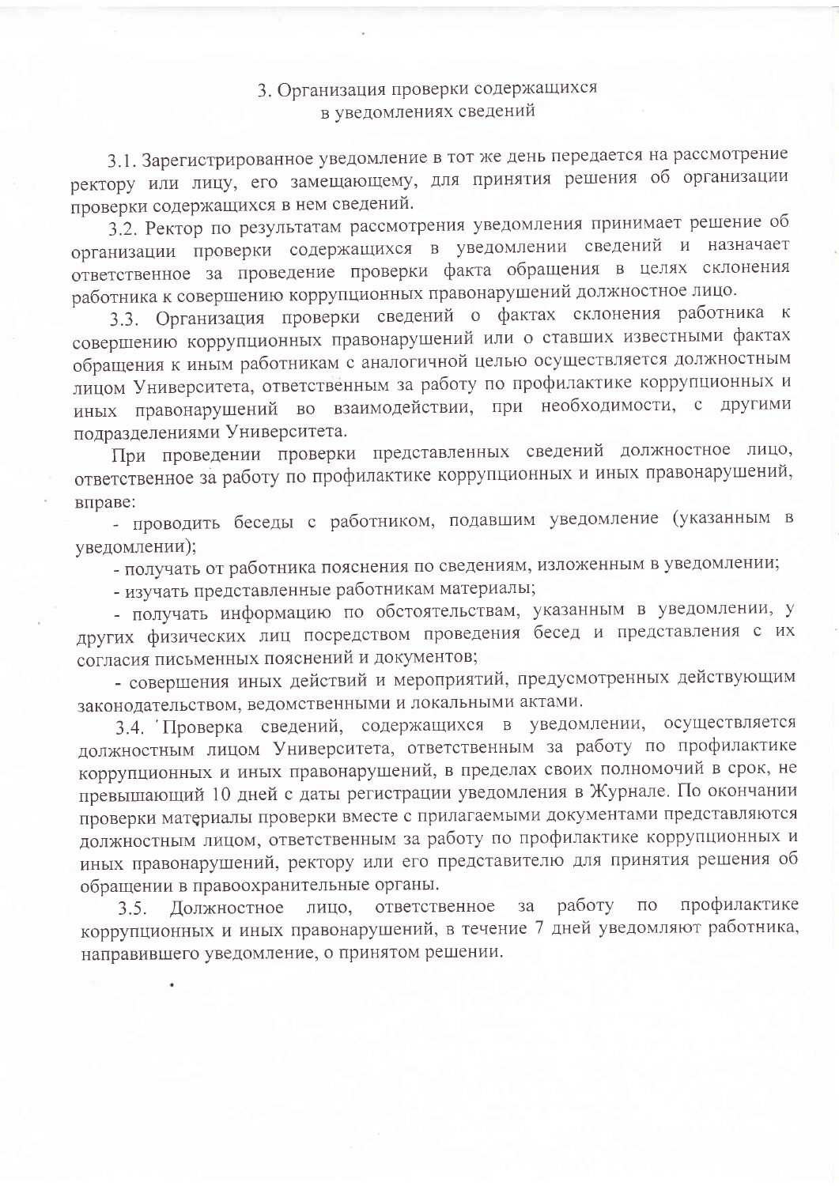## 3. Организация проверки содержащихся в уведомлениях сведений

3.1. Зарегистрированное уведомление в тот же день передается на рассмотрение ректору или лицу, его замещающему, для принятия решения об организации проверки содержащихся в нем сведений.

3.2. Ректор по результатам рассмотрения уведомления принимает решение об организации проверки содержащихся в уведомлении сведений и назначает ответственное за проведение проверки факта обращения в целях склонения работника к совершению коррупционных правонарушений должностное лицо.

3.3. Организация проверки сведений о фактах склонения работника к совершению коррупционных правонарушений или о ставших известными фактах обращения к иным работникам с аналогичной целью осуществляется должностным лицом Университета, ответственным за работу по профилактике коррупционных и иных правонарушений во взаимодействии, при необходимости, с другими подразделениями Университета.

При проведении проверки представленных сведений должностное лицо, ответственное за работу по профилактике коррупционных и иных правонарушений, вправе:

- проводить беседы с работником, подавшим уведомление (указанным в уведомлении);
- получать от работника пояснения по сведениям, изложенным в уведомлении;
- изучать представленные работникам материалы;
- получать информацию по обстоятельствам, указанным в уведомлении, у других физических лиц посредством проведения бесед и представления с их согласия письменных пояснений и документов;
- совершения иных действий и мероприятий, предусмотренных действующим законодательством, ведомственными и локальными актами.

3.4. Проверка сведений, содержащихся в уведомлении, осуществляется должностным лицом Университета, ответственным за работу по профилактике коррупционных и иных правонарушений, в пределах своих полномочий в срок, не превышающий 10 дней с даты регистрации уведомления в Журнале. По окончании проверки материалы проверки вместе с прилагаемыми документами представляются должностным лицом, ответственным за работу по профилактике коррупционных и иных правонарушений, ректору или его представителю для принятия решения об обращении в правоохранительные органы.

3.5. Должностное лицо, ответственное за работу по профилактике коррупционных и иных правонарушений, в течение 7 дней уведомляют работника, направившего уведомление, о принятом решении.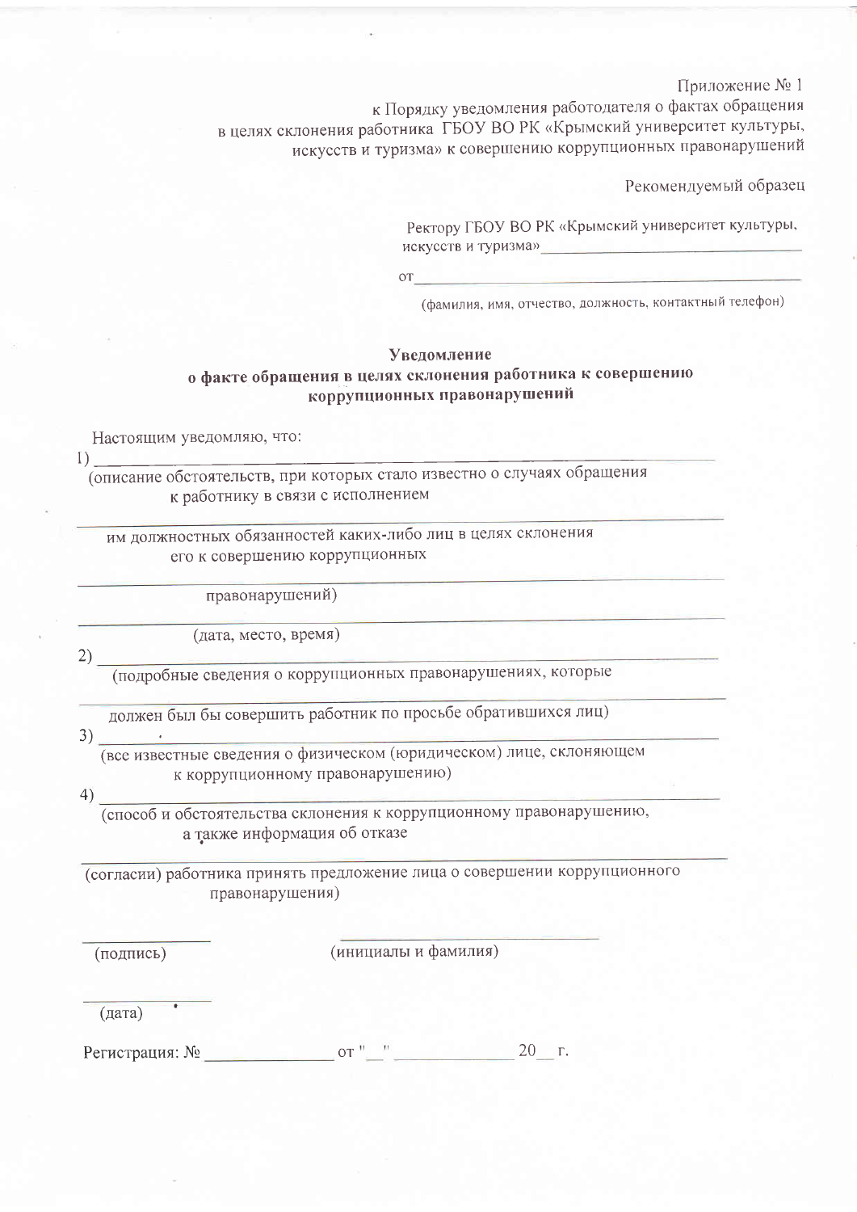Приложение № 1
к Порядку уведомления работодателя о фактах обращения
в целях склонения работника ГБОУ ВО РК «Крымский университет культуры,
искусств и туризма» к совершению коррупционных правонарушений

Рекомендуемый образец

Ректору ГБОУ ВО РК «Крымский университет культуры,
искусств и туризма»________________________________

от_____________________________________________

(фамилия, имя, отчество, должность, контактный телефон)

**Уведомление**
**о факте обращения в целях склонения работника к совершению коррупционных правонарушений**

Настоящим уведомляю, что:

1) ______________________________________________________________

(описание обстоятельств, при которых стало известно о случаях обращения к работнику в связи с исполнением

______________________________________________________________

им должностных обязанностей каких-либо лиц в целях склонения его к совершению коррупционных

______________________________________________________________

правонарушений)

______________________________________________________________

(дата, место, время)

2) ______________________________________________________________

(подробные сведения о коррупционных правонарушениях, которые

______________________________________________________________

должен был бы совершить работник по просьбе обратившихся лиц)

3) ______________________________________________________________

(все известные сведения о физическом (юридическом) лице, склоняющем к коррупционному правонарушению)

4) ______________________________________________________________

(способ и обстоятельства склонения к коррупционному правонарушению, а также информация об отказе

______________________________________________________________

(согласии) работника принять предложение лица о совершении коррупционного правонарушения)

______________ ______________________________

(подпись) (инициалы и фамилия)

______________

(дата)

Регистрация: № ______________ от "__" ______________ 20__ г.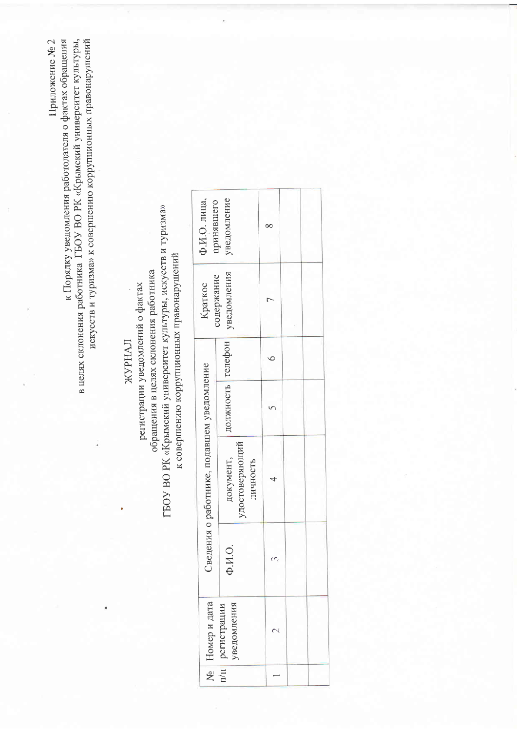Приложение № 2
к Порядку уведомления работодателя о фактах обращения
в целях склонения работника ГБОУ ВО РК «Крымский университет культуры,
искусств и туризма» к совершению коррупционных правонарушений

# ЖУРНАЛ
регистрации уведомлений о фактах
обращения в целях склонения работника
ГБОУ ВО РК «Крымский университет культуры, искусств и туризма»
к совершению коррупционных правонарушений

| № п/п | Номер и дата регистрации уведомления | Сведения о работнике, подавшем уведомление | | | | Краткое содержание уведомления | Ф.И.О. лица, принявшего уведомление |
|---|---|---|---|---|---|---|---|
| | | Ф.И.О. | документ, удостоверяющий личность | должность | телефон | | |
| 1 | 2 | 3 | 4 | 5 | 6 | 7 | 8 |
| | | | | | | | |
| | | | | | | | |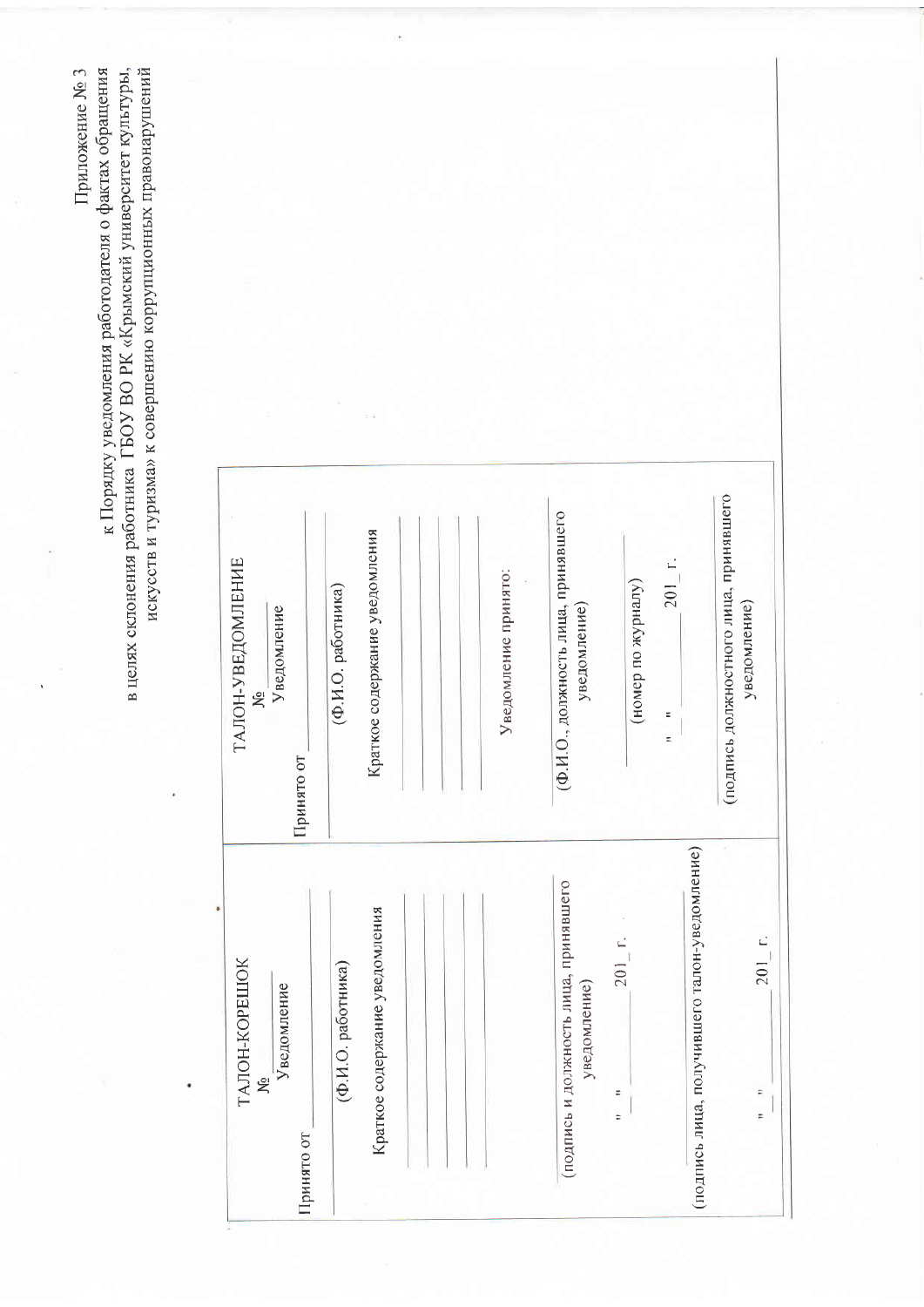Приложение № 3
к Порядку уведомления работодателя о фактах обращения
в целях склонения работника ГБОУ ВО РК «Крымский университет культуры,
искусств и туризма» к совершению коррупционных правонарушений

| ТАЛОН-КОРЕШОК | ТАЛОН-УВЕДОМЛЕНИЕ |
|---|---|
| № ______ | № ______ |
| Уведомление | Уведомление |
| Принято от ______________ | Принято от ______________ |
| (Ф.И.О. работника) | (Ф.И.О. работника) |
| Краткое содержание уведомления | Краткое содержание уведомления |
| ______________ | ______________ |
| ______________ | ______________ |
| ______________ | ______________ |
| ______________ | ______________ |
| ______________ | Уведомление принято: |
| (подпись и должность лица, принявшего уведомление) | (Ф.И.О., должность лица, принявшего уведомление) |
| "__" ________ 201_ г. | ______________ (номер по журналу) |
| ______________ (подпись лица, получившего талон-уведомление) | "__" ________ 201_ г. |
| "__" ________ 201_ г. | ______________ (подпись должностного лица, принявшего уведомление) |